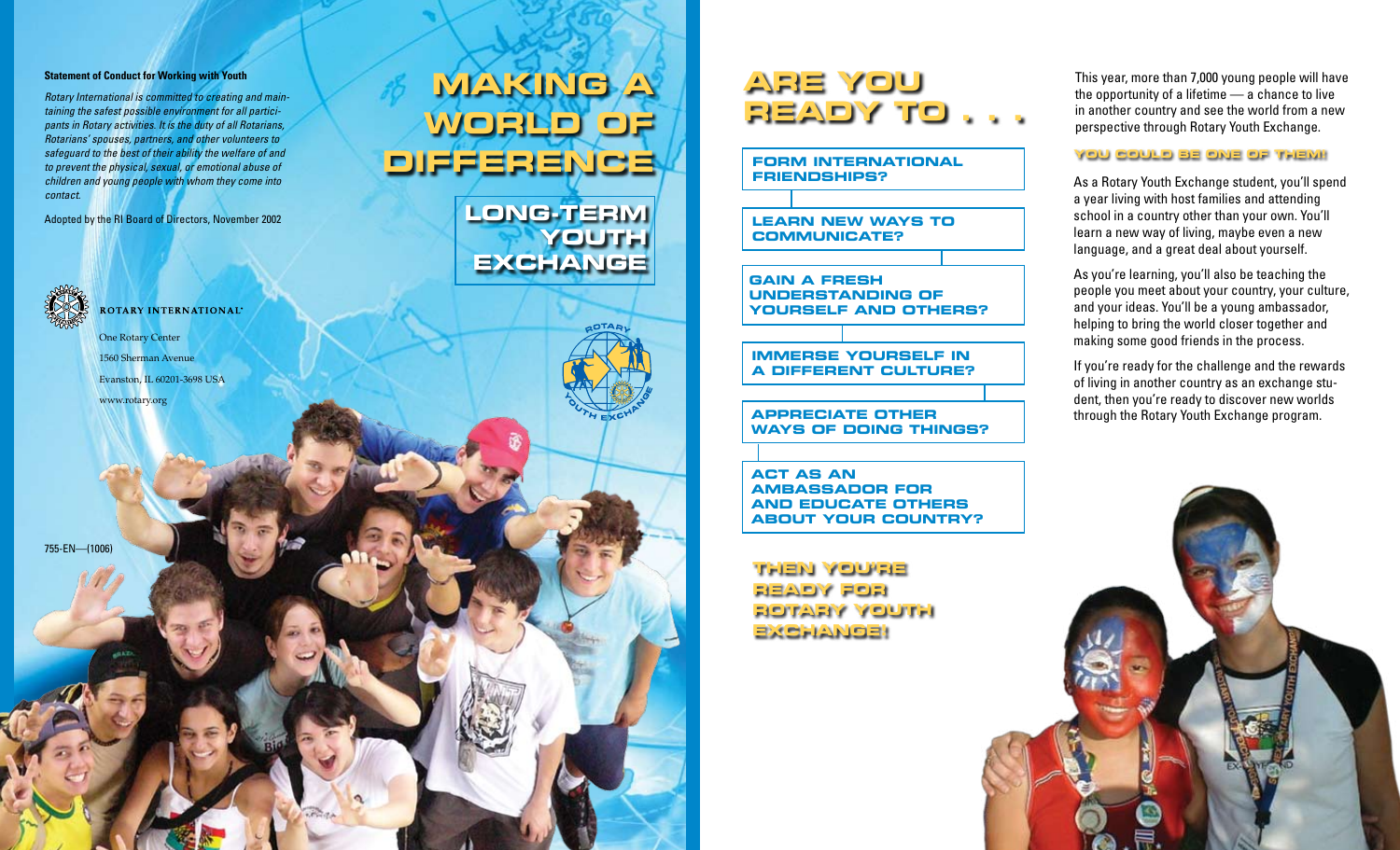**Statement of Conduct for Working with Youth**

*Rotary International is committed to creating and maintaining the safest possible environment for all participants in Rotary activities. It is the duty of all Rotarians, Rotarians' spouses, partners, and other volunteers to safeguard to the best of their ability the welfare of and to prevent the physical, sexual, or emotional abuse of children and young people with whom they come into contact.*

Adopted by the RI Board of Directors, November 2002

ROTARY INTERNATIONAL®

One Rotary Center
1560 Sherman Avenue
Evanston, IL 60201-3698 USA
www.rotary.org

755-EN—(1006)

# MAKING A WORLD OF DIFFERENCE

## LONG-TERM YOUTH EXCHANGE

ROTARY YOUTH EXCHANGE

# ARE YOU READY TO . . .

**FORM INTERNATIONAL FRIENDSHIPS?**

**LEARN NEW WAYS TO COMMUNICATE?**

**GAIN A FRESH UNDERSTANDING OF YOURSELF AND OTHERS?**

**IMMERSE YOURSELF IN A DIFFERENT CULTURE?**

**APPRECIATE OTHER WAYS OF DOING THINGS?**

**ACT AS AN AMBASSADOR FOR AND EDUCATE OTHERS ABOUT YOUR COUNTRY?**

**THEN YOU'RE READY FOR ROTARY YOUTH EXCHANGE!**

This year, more than 7,000 young people will have the opportunity of a lifetime — a chance to live in another country and see the world from a new perspective through Rotary Youth Exchange.

**YOU COULD BE ONE OF THEM!**

As a Rotary Youth Exchange student, you'll spend a year living with host families and attending school in a country other than your own. You'll learn a new way of living, maybe even a new language, and a great deal about yourself.

As you're learning, you'll also be teaching the people you meet about your country, your culture, and your ideas. You'll be a young ambassador, helping to bring the world closer together and making some good friends in the process.

If you're ready for the challenge and the rewards of living in another country as an exchange student, then you're ready to discover new worlds through the Rotary Youth Exchange program.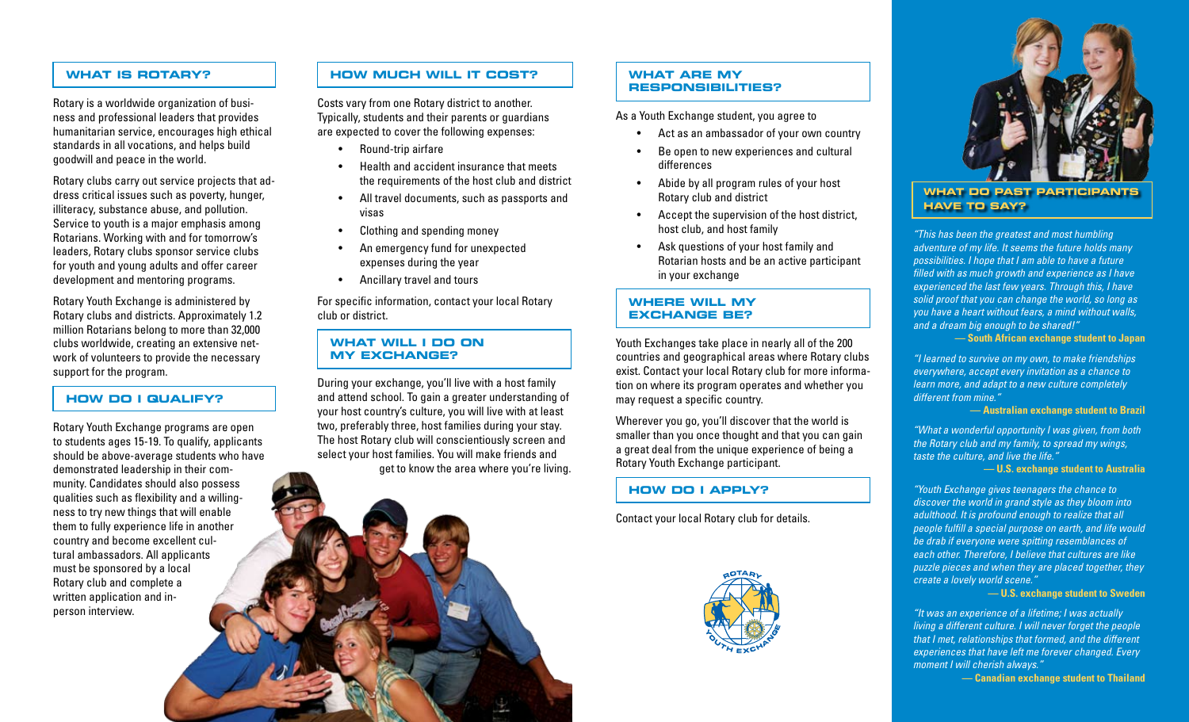## WHAT IS ROTARY?

Rotary is a worldwide organization of business and professional leaders that provides humanitarian service, encourages high ethical standards in all vocations, and helps build goodwill and peace in the world.

Rotary clubs carry out service projects that address critical issues such as poverty, hunger, illiteracy, substance abuse, and pollution. Service to youth is a major emphasis among Rotarians. Working with and for tomorrow's leaders, Rotary clubs sponsor service clubs for youth and young adults and offer career development and mentoring programs.

Rotary Youth Exchange is administered by Rotary clubs and districts. Approximately 1.2 million Rotarians belong to more than 32,000 clubs worldwide, creating an extensive network of volunteers to provide the necessary support for the program.

## HOW DO I QUALIFY?

Rotary Youth Exchange programs are open to students ages 15-19. To qualify, applicants should be above-average students who have demonstrated leadership in their community. Candidates should also possess qualities such as flexibility and a willingness to try new things that will enable them to fully experience life in another country and become excellent cultural ambassadors. All applicants must be sponsored by a local Rotary club and complete a written application and in-person interview.

## HOW MUCH WILL IT COST?

Costs vary from one Rotary district to another. Typically, students and their parents or guardians are expected to cover the following expenses:

- Round-trip airfare
- Health and accident insurance that meets the requirements of the host club and district
- All travel documents, such as passports and visas
- Clothing and spending money
- An emergency fund for unexpected expenses during the year
- Ancillary travel and tours

For specific information, contact your local Rotary club or district.

## WHAT WILL I DO ON MY EXCHANGE?

During your exchange, you'll live with a host family and attend school. To gain a greater understanding of your host country's culture, you will live with at least two, preferably three, host families during your stay. The host Rotary club will conscientiously screen and select your host families. You will make friends and get to know the area where you're living.

## WHAT ARE MY RESPONSIBILITIES?

As a Youth Exchange student, you agree to

- Act as an ambassador of your own country
- Be open to new experiences and cultural differences
- Abide by all program rules of your host Rotary club and district
- Accept the supervision of the host district, host club, and host family
- Ask questions of your host family and Rotarian hosts and be an active participant in your exchange

## WHERE WILL MY EXCHANGE BE?

Youth Exchanges take place in nearly all of the 200 countries and geographical areas where Rotary clubs exist. Contact your local Rotary club for more information on where its program operates and whether you may request a specific country.

Wherever you go, you'll discover that the world is smaller than you once thought and that you can gain a great deal from the unique experience of being a Rotary Youth Exchange participant.

## HOW DO I APPLY?

Contact your local Rotary club for details.

ROTARY YOUTH EXCHANGE

## WHAT DO PAST PARTICIPANTS HAVE TO SAY?

*"This has been the greatest and most humbling adventure of my life. It seems the future holds many possibilities. I hope that I am able to have a future filled with as much growth and experience as I have experienced the last few years. Through this, I have solid proof that you can change the world, so long as you have a heart without fears, a mind without walls, and a dream big enough to be shared!"*

**— South African exchange student to Japan**

*"I learned to survive on my own, to make friendships everywhere, accept every invitation as a chance to learn more, and adapt to a new culture completely different from mine."*

**— Australian exchange student to Brazil**

*"What a wonderful opportunity I was given, from both the Rotary club and my family, to spread my wings, taste the culture, and live the life."*

**— U.S. exchange student to Australia**

*"Youth Exchange gives teenagers the chance to discover the world in grand style as they bloom into adulthood. It is profound enough to realize that all people fulfill a special purpose on earth, and life would be drab if everyone were spitting resemblances of each other. Therefore, I believe that cultures are like puzzle pieces and when they are placed together, they create a lovely world scene."*

**— U.S. exchange student to Sweden**

*"It was an experience of a lifetime; I was actually living a different culture. I will never forget the people that I met, relationships that formed, and the different experiences that have left me forever changed. Every moment I will cherish always."*

**— Canadian exchange student to Thailand**